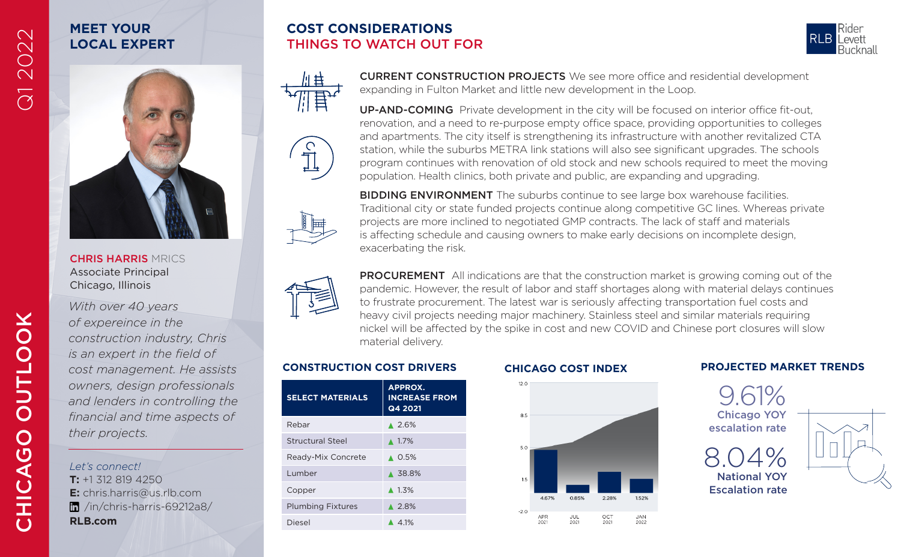# CHICAGO OUTLOOK

Q1 2022

## MEET YOUR LOCAL EXPERT

**CHRIS HARRIS** MRICS
Associate Principal
Chicago, Illinois

*With over 40 years of expereince in the construction industry, Chris is an expert in the field of cost management. He assists owners, design professionals and lenders in controlling the financial and time aspects of their projects.*

*Let's connect!*
**T:** +1 312 819 4250
**E:** chris.harris@us.rlb.com
/in/chris-harris-69212a8/
**RLB.com**

## COST CONSIDERATIONS
## THINGS TO WATCH OUT FOR

**CURRENT CONSTRUCTION PROJECTS** We see more office and residential development expanding in Fulton Market and little new development in the Loop.

**UP-AND-COMING** Private development in the city will be focused on interior office fit-out, renovation, and a need to re-purpose empty office space, providing opportunities to colleges and apartments. The city itself is strengthening its infrastructure with another revitalized CTA station, while the suburbs METRA link stations will also see significant upgrades. The schools program continues with renovation of old stock and new schools required to meet the moving population. Health clinics, both private and public, are expanding and upgrading.

**BIDDING ENVIRONMENT** The suburbs continue to see large box warehouse facilities. Traditional city or state funded projects continue along competitive GC lines. Whereas private projects are more inclined to negotiated GMP contracts. The lack of staff and materials is affecting schedule and causing owners to make early decisions on incomplete design, exacerbating the risk.

**PROCUREMENT** All indications are that the construction market is growing coming out of the pandemic. However, the result of labor and staff shortages along with material delays continues to frustrate procurement. The latest war is seriously affecting transportation fuel costs and heavy civil projects needing major machinery. Stainless steel and similar materials requiring nickel will be affected by the spike in cost and new COVID and Chinese port closures will slow material delivery.

### CONSTRUCTION COST DRIVERS

| SELECT MATERIALS | APPROX. INCREASE FROM Q4 2021 |
|---|---|
| Rebar | ▲ 2.6% |
| Structural Steel | ▲ 1.7% |
| Ready-Mix Concrete | ▲ 0.5% |
| Lumber | ▲ 38.8% |
| Copper | ▲ 1.3% |
| Plumbing Fixtures | ▲ 2.8% |
| Diesel | ▲ 4.1% |

### CHICAGO COST INDEX

| Period | Change |
|---|---|
| APR 2021 | 4.67% |
| JUL 2021 | 0.85% |
| OCT 2021 | 2.28% |
| JAN 2022 | 1.52% |

### PROJECTED MARKET TRENDS

9.61%
Chicago YOY escalation rate

8.04%
National YOY Escalation rate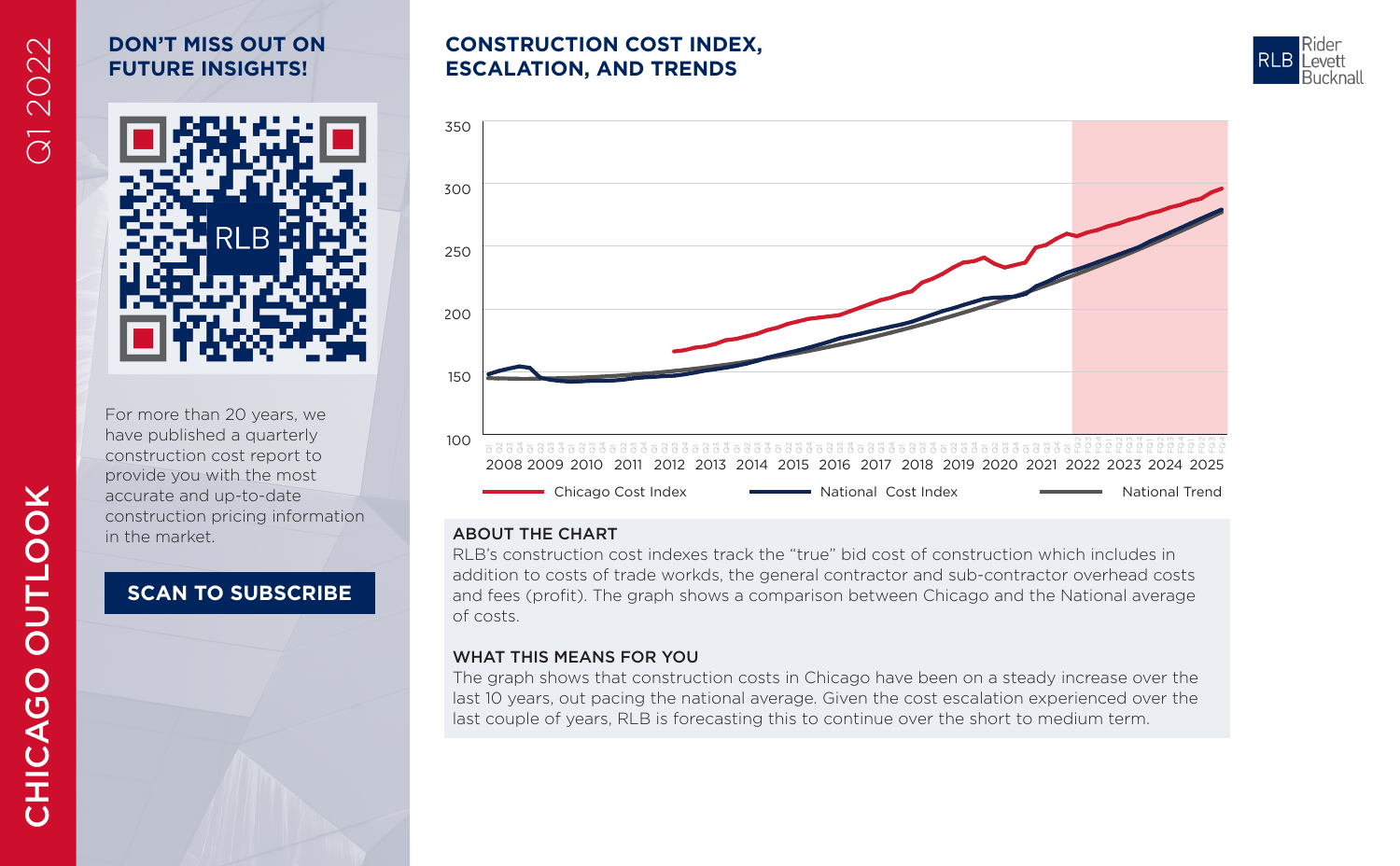Q1 2022

CHICAGO OUTLOOK

## DON'T MISS OUT ON FUTURE INSIGHTS!

RLB

For more than 20 years, we have published a quarterly construction cost report to provide you with the most accurate and up-to-date construction pricing information in the market.

**SCAN TO SUBSCRIBE**

## CONSTRUCTION COST INDEX, ESCALATION, AND TRENDS

Rider Levett Bucknall

350
300
250
200
150
100

2008 2009 2010 2011 2012 2013 2014 2015 2016 2017 2018 2019 2020 2021 2022 2023 2024 2025

Chicago Cost Index
National Cost Index
National Trend

### ABOUT THE CHART

RLB's construction cost indexes track the "true" bid cost of construction which includes in addition to costs of trade workds, the general contractor and sub-contractor overhead costs and fees (profit). The graph shows a comparison between Chicago and the National average of costs.

### WHAT THIS MEANS FOR YOU

The graph shows that construction costs in Chicago have been on a steady increase over the last 10 years, out pacing the national average. Given the cost escalation experienced over the last couple of years, RLB is forecasting this to continue over the short to medium term.